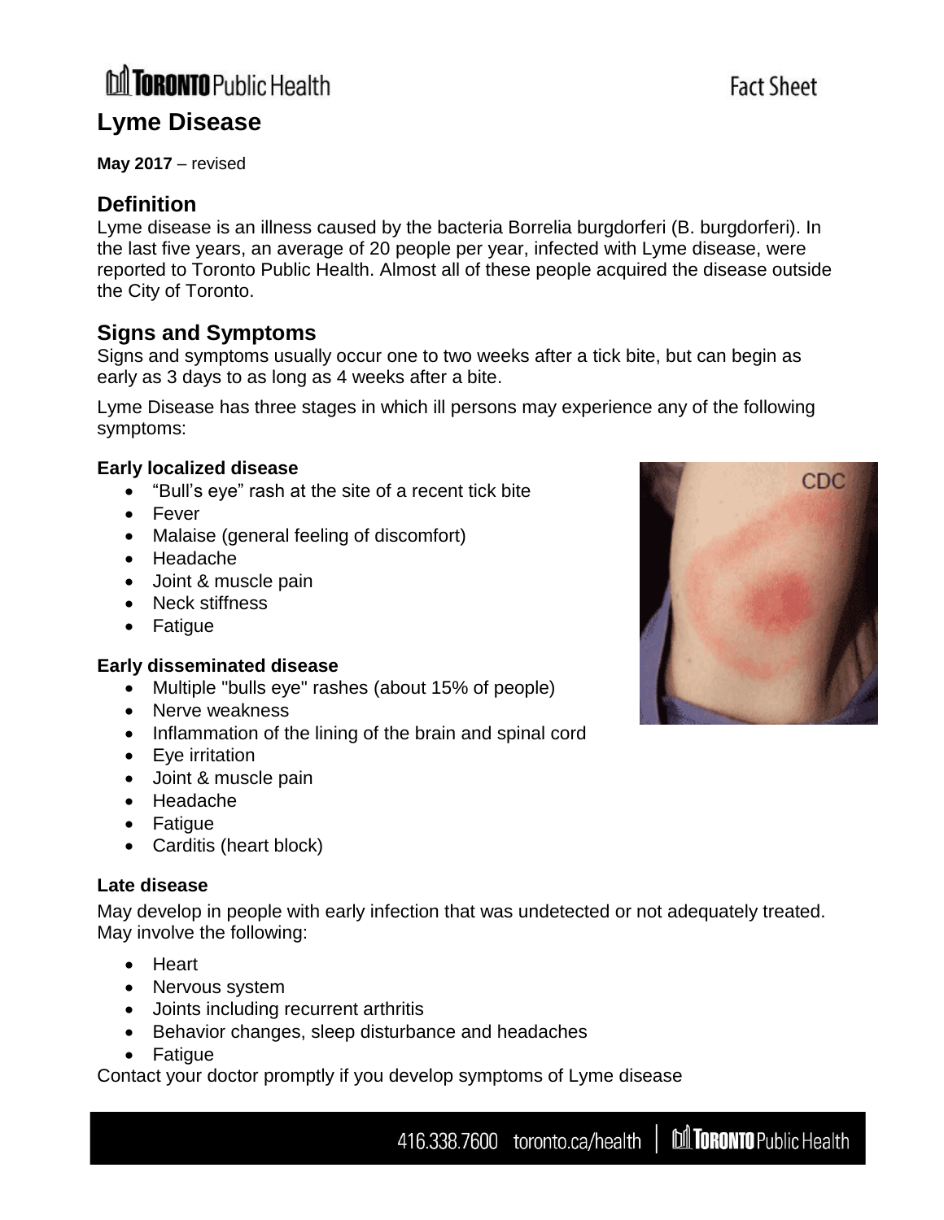Toronto Public Health

Fact Sheet

# Lyme Disease

**May 2017** – revised

## Definition

Lyme disease is an illness caused by the bacteria Borrelia burgdorferi (B. burgdorferi). In the last five years, an average of 20 people per year, infected with Lyme disease, were reported to Toronto Public Health. Almost all of these people acquired the disease outside the City of Toronto.

## Signs and Symptoms

Signs and symptoms usually occur one to two weeks after a tick bite, but can begin as early as 3 days to as long as 4 weeks after a bite.

Lyme Disease has three stages in which ill persons may experience any of the following symptoms:

### Early localized disease

- "Bull's eye" rash at the site of a recent tick bite
- Fever
- Malaise (general feeling of discomfort)
- Headache
- Joint & muscle pain
- Neck stiffness
- Fatigue

### Early disseminated disease

- Multiple "bulls eye" rashes (about 15% of people)
- Nerve weakness
- Inflammation of the lining of the brain and spinal cord
- Eye irritation
- Joint & muscle pain
- Headache
- Fatigue
- Carditis (heart block)

### Late disease

May develop in people with early infection that was undetected or not adequately treated. May involve the following:

- Heart
- Nervous system
- Joints including recurrent arthritis
- Behavior changes, sleep disturbance and headaches
- Fatigue

Contact your doctor promptly if you develop symptoms of Lyme disease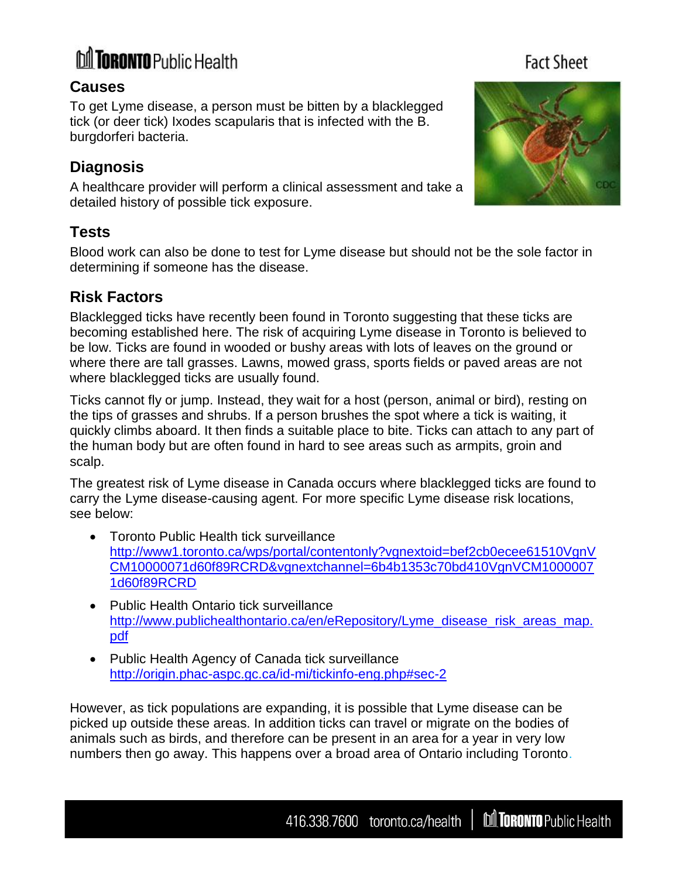## Causes

To get Lyme disease, a person must be bitten by a blacklegged tick (or deer tick) Ixodes scapularis that is infected with the B. burgdorferi bacteria.

## Diagnosis

A healthcare provider will perform a clinical assessment and take a detailed history of possible tick exposure.

## Tests

Blood work can also be done to test for Lyme disease but should not be the sole factor in determining if someone has the disease.

## Risk Factors

Blacklegged ticks have recently been found in Toronto suggesting that these ticks are becoming established here. The risk of acquiring Lyme disease in Toronto is believed to be low. Ticks are found in wooded or bushy areas with lots of leaves on the ground or where there are tall grasses. Lawns, mowed grass, sports fields or paved areas are not where blacklegged ticks are usually found.

Ticks cannot fly or jump. Instead, they wait for a host (person, animal or bird), resting on the tips of grasses and shrubs. If a person brushes the spot where a tick is waiting, it quickly climbs aboard. It then finds a suitable place to bite. Ticks can attach to any part of the human body but are often found in hard to see areas such as armpits, groin and scalp.

The greatest risk of Lyme disease in Canada occurs where blacklegged ticks are found to carry the Lyme disease-causing agent. For more specific Lyme disease risk locations, see below:

- Toronto Public Health tick surveillance
  http://www1.toronto.ca/wps/portal/contentonly?vgnextoid=bef2cb0ecee61510VgnVCM10000071d60f89RCRD&vgnextchannel=6b4b1353c70bd410VgnVCM10000071d60f89RCRD
- Public Health Ontario tick surveillance
  http://www.publichealthontario.ca/en/eRepository/Lyme_disease_risk_areas_map.pdf
- Public Health Agency of Canada tick surveillance
  http://origin.phac-aspc.gc.ca/id-mi/tickinfo-eng.php#sec-2

However, as tick populations are expanding, it is possible that Lyme disease can be picked up outside these areas. In addition ticks can travel or migrate on the bodies of animals such as birds, and therefore can be present in an area for a year in very low numbers then go away. This happens over a broad area of Ontario including Toronto.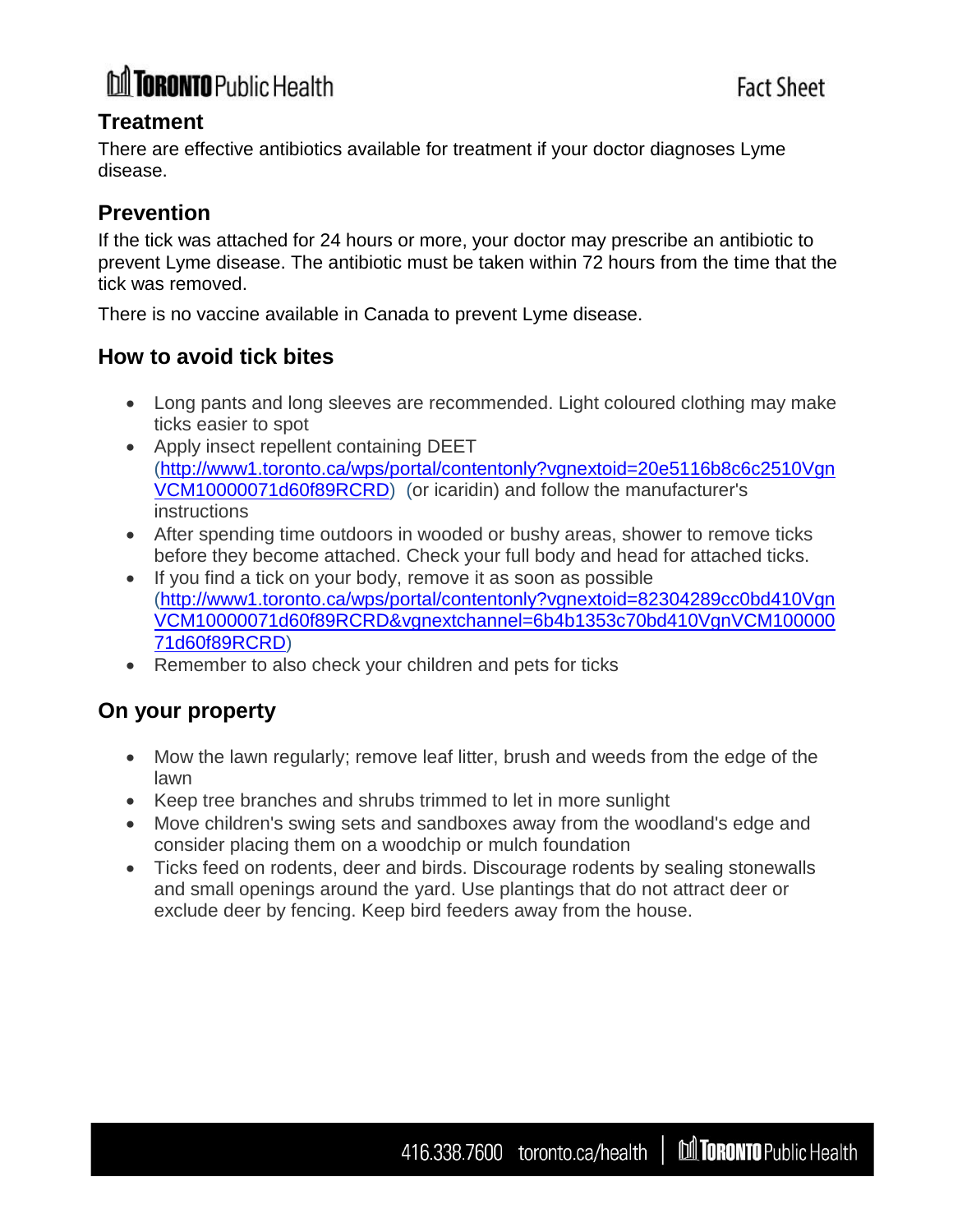## Treatment

There are effective antibiotics available for treatment if your doctor diagnoses Lyme disease.

## Prevention

If the tick was attached for 24 hours or more, your doctor may prescribe an antibiotic to prevent Lyme disease. The antibiotic must be taken within 72 hours from the time that the tick was removed.

There is no vaccine available in Canada to prevent Lyme disease.

## How to avoid tick bites

- Long pants and long sleeves are recommended. Light coloured clothing may make ticks easier to spot
- Apply insect repellent containing DEET (http://www1.toronto.ca/wps/portal/contentonly?vgnextoid=20e5116b8c6c2510VgnVCM10000071d60f89RCRD) (or icaridin) and follow the manufacturer's instructions
- After spending time outdoors in wooded or bushy areas, shower to remove ticks before they become attached. Check your full body and head for attached ticks.
- If you find a tick on your body, remove it as soon as possible (http://www1.toronto.ca/wps/portal/contentonly?vgnextoid=82304289cc0bd410VgnVCM10000071d60f89RCRD&vgnextchannel=6b4b1353c70bd410VgnVCM10000071d60f89RCRD)
- Remember to also check your children and pets for ticks

## On your property

- Mow the lawn regularly; remove leaf litter, brush and weeds from the edge of the lawn
- Keep tree branches and shrubs trimmed to let in more sunlight
- Move children's swing sets and sandboxes away from the woodland's edge and consider placing them on a woodchip or mulch foundation
- Ticks feed on rodents, deer and birds. Discourage rodents by sealing stonewalls and small openings around the yard. Use plantings that do not attract deer or exclude deer by fencing. Keep bird feeders away from the house.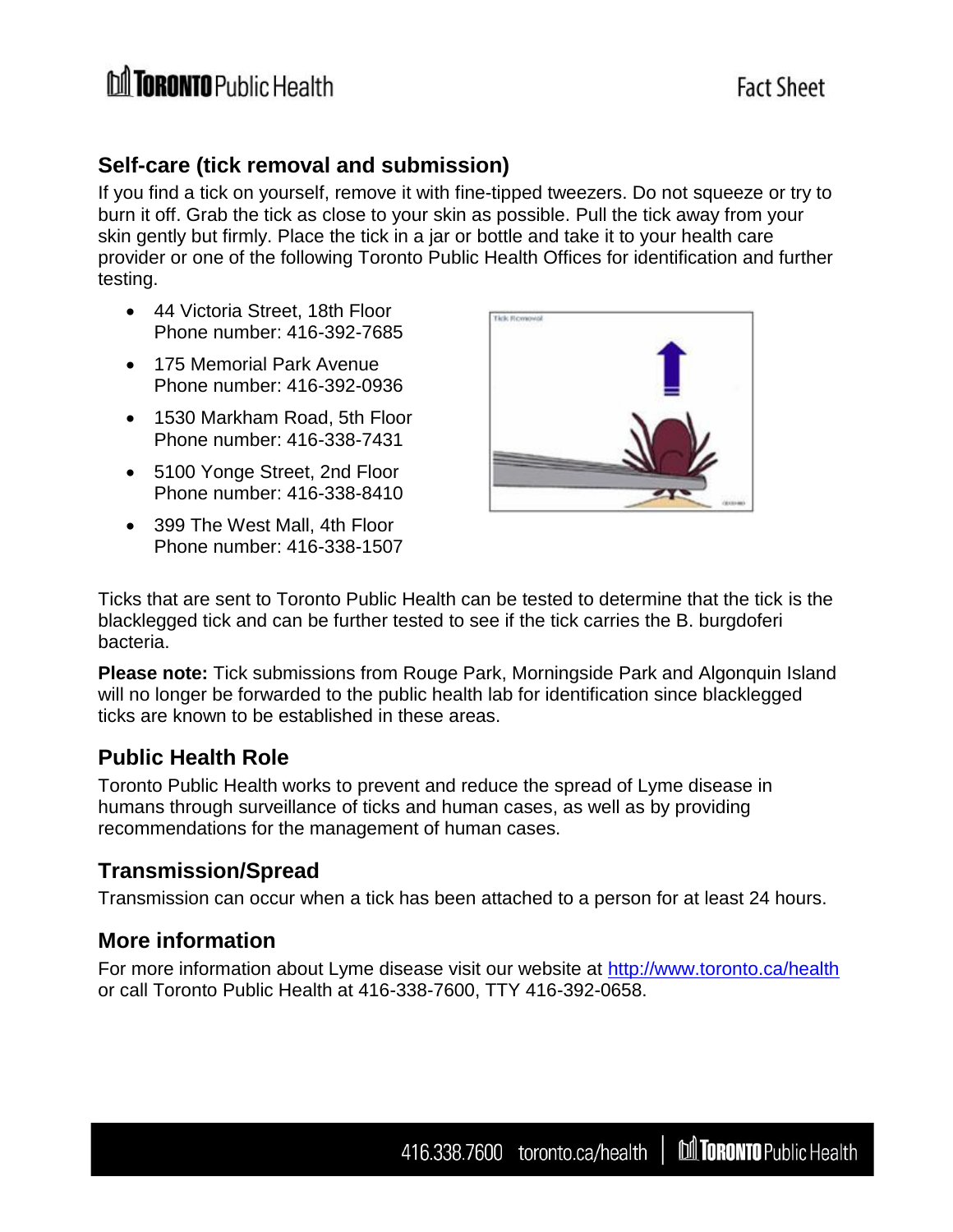## Self-care (tick removal and submission)

If you find a tick on yourself, remove it with fine-tipped tweezers. Do not squeeze or try to burn it off. Grab the tick as close to your skin as possible. Pull the tick away from your skin gently but firmly. Place the tick in a jar or bottle and take it to your health care provider or one of the following Toronto Public Health Offices for identification and further testing.

- 44 Victoria Street, 18th Floor
  Phone number: 416-392-7685
- 175 Memorial Park Avenue
  Phone number: 416-392-0936
- 1530 Markham Road, 5th Floor
  Phone number: 416-338-7431
- 5100 Yonge Street, 2nd Floor
  Phone number: 416-338-8410
- 399 The West Mall, 4th Floor
  Phone number: 416-338-1507

Ticks that are sent to Toronto Public Health can be tested to determine that the tick is the blacklegged tick and can be further tested to see if the tick carries the B. burgdoferi bacteria.

**Please note:** Tick submissions from Rouge Park, Morningside Park and Algonquin Island will no longer be forwarded to the public health lab for identification since blacklegged ticks are known to be established in these areas.

## Public Health Role

Toronto Public Health works to prevent and reduce the spread of Lyme disease in humans through surveillance of ticks and human cases, as well as by providing recommendations for the management of human cases.

## Transmission/Spread

Transmission can occur when a tick has been attached to a person for at least 24 hours.

## More information

For more information about Lyme disease visit our website at [http://www.toronto.ca/health](http://www.toronto.ca/health) or call Toronto Public Health at 416-338-7600, TTY 416-392-0658.